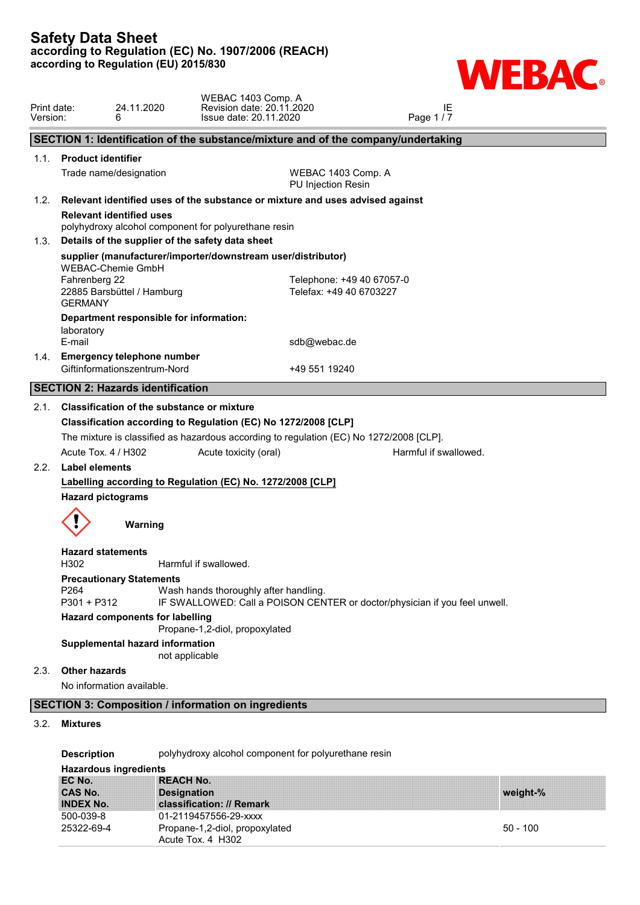# Safety Data Sheet
**according to Regulation (EC) No. 1907/2006 (REACH)**
**according to Regulation (EU) 2015/830**

| | | | |
|---|---|---|---|
| Print date: | 24.11.2020 | WEBAC 1403 Comp. A<br>Revision date: 20.11.2020 | IE |
| Version: | 6 | Issue date: 20.11.2020 | |

## SECTION 1: Identification of the substance/mixture and of the company/undertaking

### 1.1. Product identifier

Trade name/designation — WEBAC 1403 Comp. A
PU Injection Resin

### 1.2. Relevant identified uses of the substance or mixture and uses advised against

**Relevant identified uses**

polyhydroxy alcohol component for polyurethane resin

### 1.3. Details of the supplier of the safety data sheet

**supplier (manufacturer/importer/downstream user/distributor)**

WEBAC-Chemie GmbH
Fahrenberg 22
22885 Barsbüttel / Hamburg
GERMANY

Telephone: +49 40 67057-0
Telefax: +49 40 6703227

**Department responsible for information:**

laboratory
E-mail — sdb@webac.de

### 1.4. Emergency telephone number

Giftinformationszentrum-Nord — +49 551 19240

## SECTION 2: Hazards identification

### 2.1. Classification of the substance or mixture

**Classification according to Regulation (EC) No 1272/2008 [CLP]**

The mixture is classified as hazardous according to regulation (EC) No 1272/2008 [CLP].

| | | |
|---|---|---|
| Acute Tox. 4 / H302 | Acute toxicity (oral) | Harmful if swallowed. |

### 2.2. Label elements

**Labelling according to Regulation (EC) No. 1272/2008 [CLP]**

**Hazard pictograms**

**Warning**

**Hazard statements**

H302 — Harmful if swallowed.

**Precautionary Statements**

P264 — Wash hands thoroughly after handling.
P301 + P312 — IF SWALLOWED: Call a POISON CENTER or doctor/physician if you feel unwell.

**Hazard components for labelling**

Propane-1,2-diol, propoxylated

**Supplemental hazard information**

not applicable

### 2.3. Other hazards

No information available.

## SECTION 3: Composition / information on ingredients

### 3.2. Mixtures

**Description** — polyhydroxy alcohol component for polyurethane resin

**Hazardous ingredients**

| EC No.<br>CAS No.<br>INDEX No. | REACH No.<br>Designation<br>classification: // Remark | weight-% |
|---|---|---|
| 500-039-8<br>25322-69-4 | 01-2119457556-29-xxxx<br>Propane-1,2-diol, propoxylated<br>Acute Tox. 4 H302 | 50 - 100 |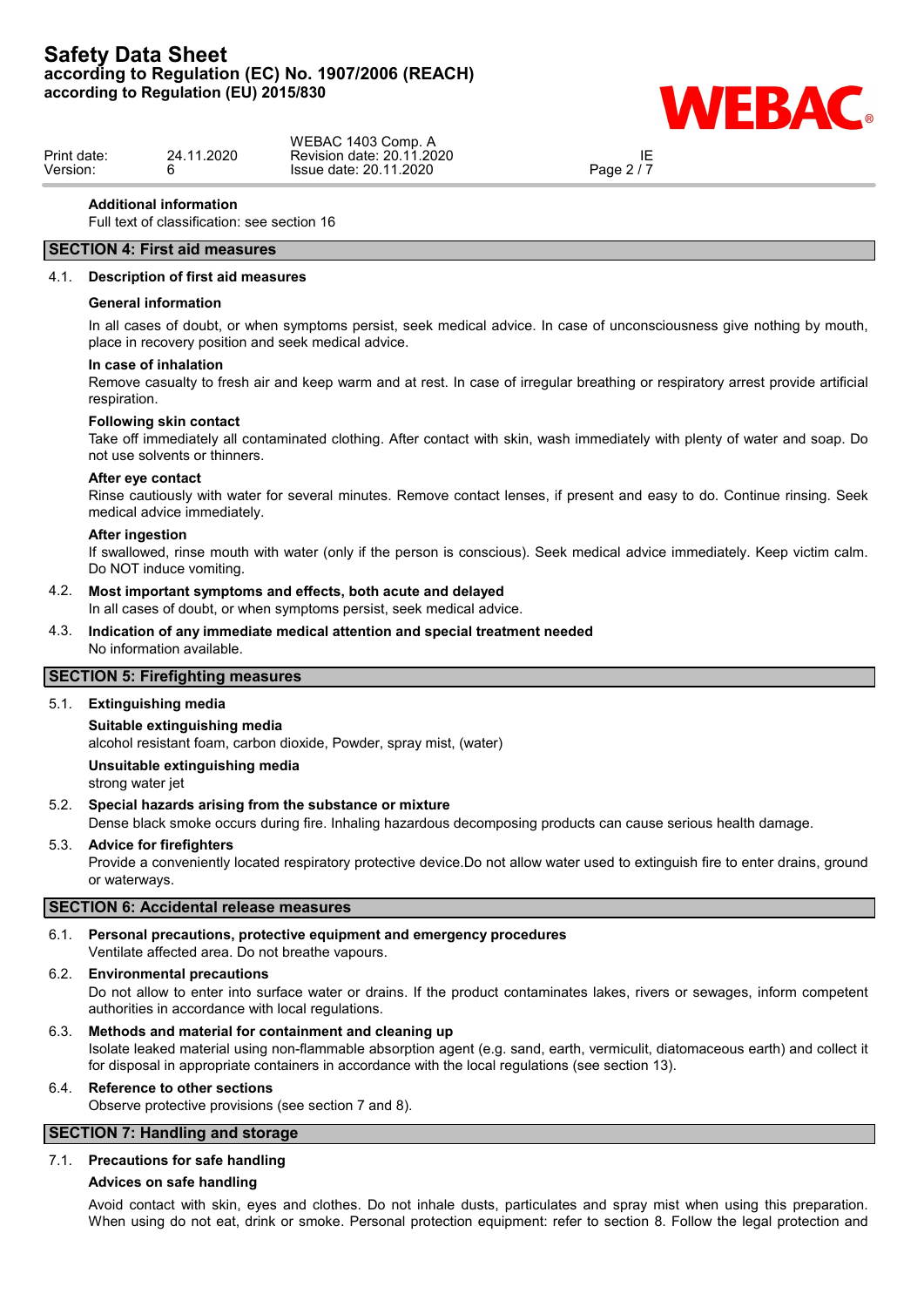**Additional information**

Full text of classification: see section 16

## SECTION 4: First aid measures

### 4.1. Description of first aid measures

**General information**

In all cases of doubt, or when symptoms persist, seek medical advice. In case of unconsciousness give nothing by mouth, place in recovery position and seek medical advice.

**In case of inhalation**

Remove casualty to fresh air and keep warm and at rest. In case of irregular breathing or respiratory arrest provide artificial respiration.

**Following skin contact**

Take off immediately all contaminated clothing. After contact with skin, wash immediately with plenty of water and soap. Do not use solvents or thinners.

**After eye contact**

Rinse cautiously with water for several minutes. Remove contact lenses, if present and easy to do. Continue rinsing. Seek medical advice immediately.

**After ingestion**

If swallowed, rinse mouth with water (only if the person is conscious). Seek medical advice immediately. Keep victim calm. Do NOT induce vomiting.

### 4.2. Most important symptoms and effects, both acute and delayed

In all cases of doubt, or when symptoms persist, seek medical advice.

### 4.3. Indication of any immediate medical attention and special treatment needed

No information available.

## SECTION 5: Firefighting measures

### 5.1. Extinguishing media

**Suitable extinguishing media**

alcohol resistant foam, carbon dioxide, Powder, spray mist, (water)

**Unsuitable extinguishing media**

strong water jet

### 5.2. Special hazards arising from the substance or mixture

Dense black smoke occurs during fire. Inhaling hazardous decomposing products can cause serious health damage.

### 5.3. Advice for firefighters

Provide a conveniently located respiratory protective device.Do not allow water used to extinguish fire to enter drains, ground or waterways.

## SECTION 6: Accidental release measures

### 6.1. Personal precautions, protective equipment and emergency procedures

Ventilate affected area. Do not breathe vapours.

### 6.2. Environmental precautions

Do not allow to enter into surface water or drains. If the product contaminates lakes, rivers or sewages, inform competent authorities in accordance with local regulations.

### 6.3. Methods and material for containment and cleaning up

Isolate leaked material using non-flammable absorption agent (e.g. sand, earth, vermiculit, diatomaceous earth) and collect it for disposal in appropriate containers in accordance with the local regulations (see section 13).

### 6.4. Reference to other sections

Observe protective provisions (see section 7 and 8).

## SECTION 7: Handling and storage

### 7.1. Precautions for safe handling

**Advices on safe handling**

Avoid contact with skin, eyes and clothes. Do not inhale dusts, particulates and spray mist when using this preparation. When using do not eat, drink or smoke. Personal protection equipment: refer to section 8. Follow the legal protection and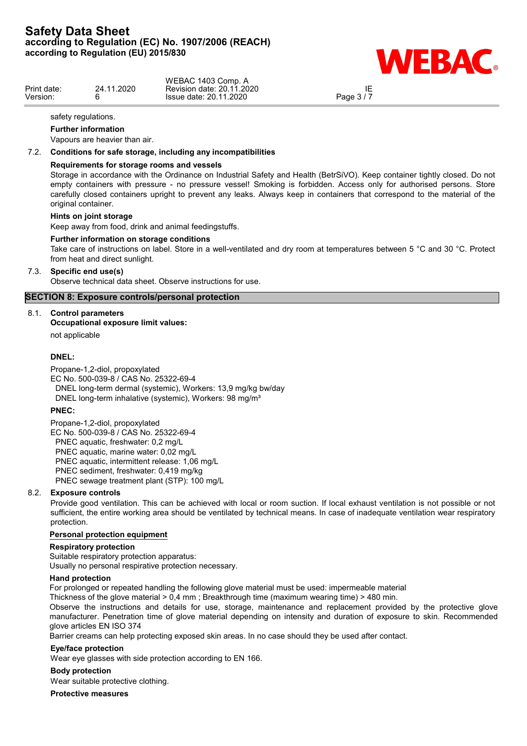safety regulations.

**Further information**

Vapours are heavier than air.

### 7.2. Conditions for safe storage, including any incompatibilities

**Requirements for storage rooms and vessels**

Storage in accordance with the Ordinance on Industrial Safety and Health (BetrSiVO). Keep container tightly closed. Do not empty containers with pressure - no pressure vessel! Smoking is forbidden. Access only for authorised persons. Store carefully closed containers upright to prevent any leaks. Always keep in containers that correspond to the material of the original container.

**Hints on joint storage**

Keep away from food, drink and animal feedingstuffs.

**Further information on storage conditions**

Take care of instructions on label. Store in a well-ventilated and dry room at temperatures between 5 °C and 30 °C. Protect from heat and direct sunlight.

### 7.3. Specific end use(s)

Observe technical data sheet. Observe instructions for use.

## SECTION 8: Exposure controls/personal protection

### 8.1. Control parameters

**Occupational exposure limit values:**

not applicable

**DNEL:**

Propane-1,2-diol, propoxylated
EC No. 500-039-8 / CAS No. 25322-69-4
DNEL long-term dermal (systemic), Workers: 13,9 mg/kg bw/day
DNEL long-term inhalative (systemic), Workers: 98 mg/m³

**PNEC:**

Propane-1,2-diol, propoxylated
EC No. 500-039-8 / CAS No. 25322-69-4
PNEC aquatic, freshwater: 0,2 mg/L
PNEC aquatic, marine water: 0,02 mg/L
PNEC aquatic, intermittent release: 1,06 mg/L
PNEC sediment, freshwater: 0,419 mg/kg
PNEC sewage treatment plant (STP): 100 mg/L

### 8.2. Exposure controls

Provide good ventilation. This can be achieved with local or room suction. If local exhaust ventilation is not possible or not sufficient, the entire working area should be ventilated by technical means. In case of inadequate ventilation wear respiratory protection.

**Personal protection equipment**

**Respiratory protection**

Suitable respiratory protection apparatus:
Usually no personal respirative protection necessary.

**Hand protection**

For prolonged or repeated handling the following glove material must be used: impermeable material
Thickness of the glove material > 0,4 mm ; Breakthrough time (maximum wearing time) > 480 min.
Observe the instructions and details for use, storage, maintenance and replacement provided by the protective glove manufacturer. Penetration time of glove material depending on intensity and duration of exposure to skin. Recommended glove articles EN ISO 374
Barrier creams can help protecting exposed skin areas. In no case should they be used after contact.

**Eye/face protection**

Wear eye glasses with side protection according to EN 166.

**Body protection**

Wear suitable protective clothing.

**Protective measures**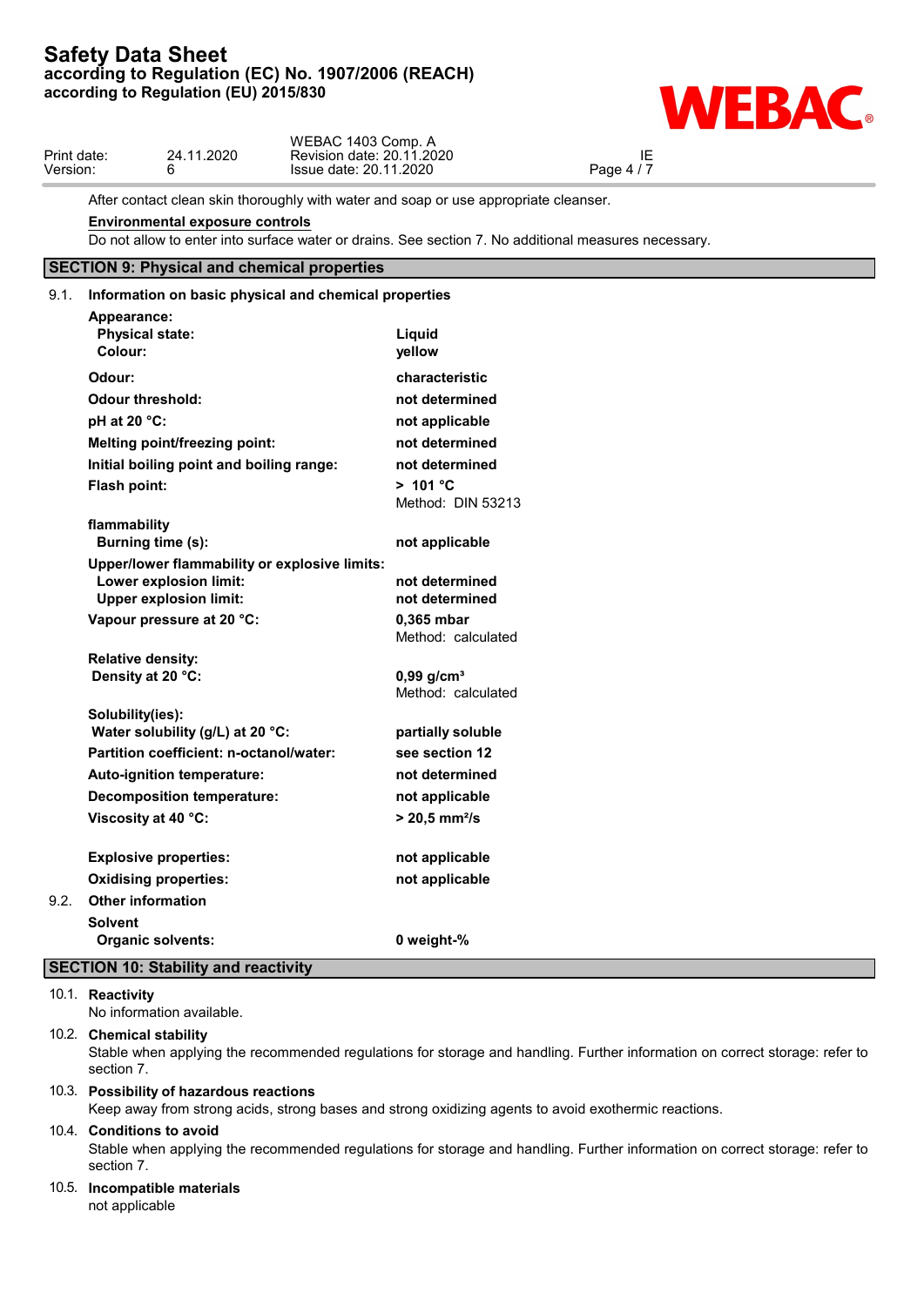After contact clean skin thoroughly with water and soap or use appropriate cleanser.

**Environmental exposure controls**

Do not allow to enter into surface water or drains. See section 7. No additional measures necessary.

## SECTION 9: Physical and chemical properties

### 9.1. Information on basic physical and chemical properties

| | |
|---|---|
| **Appearance:** | |
| **Physical state:** | **Liquid** |
| **Colour:** | **yellow** |
| **Odour:** | **characteristic** |
| **Odour threshold:** | **not determined** |
| **pH at 20 °C:** | **not applicable** |
| **Melting point/freezing point:** | **not determined** |
| **Initial boiling point and boiling range:** | **not determined** |
| **Flash point:** | **> 101 °C** Method: DIN 53213 |
| **flammability** | |
| **Burning time (s):** | **not applicable** |
| **Upper/lower flammability or explosive limits:** | |
| **Lower explosion limit:** | **not determined** |
| **Upper explosion limit:** | **not determined** |
| **Vapour pressure at 20 °C:** | **0,365 mbar** Method: calculated |
| **Relative density:** | |
| **Density at 20 °C:** | **0,99 g/cm³** Method: calculated |
| **Solubility(ies):** | |
| **Water solubility (g/L) at 20 °C:** | **partially soluble** |
| **Partition coefficient: n-octanol/water:** | **see section 12** |
| **Auto-ignition temperature:** | **not determined** |
| **Decomposition temperature:** | **not applicable** |
| **Viscosity at 40 °C:** | **> 20,5 mm²/s** |
| **Explosive properties:** | **not applicable** |
| **Oxidising properties:** | **not applicable** |

### 9.2. Other information

| | |
|---|---|
| **Solvent** | |
| **Organic solvents:** | **0 weight-%** |

## SECTION 10: Stability and reactivity

### 10.1. Reactivity

No information available.

### 10.2. Chemical stability

Stable when applying the recommended regulations for storage and handling. Further information on correct storage: refer to section 7.

### 10.3. Possibility of hazardous reactions

Keep away from strong acids, strong bases and strong oxidizing agents to avoid exothermic reactions.

### 10.4. Conditions to avoid

Stable when applying the recommended regulations for storage and handling. Further information on correct storage: refer to section 7.

### 10.5. Incompatible materials

not applicable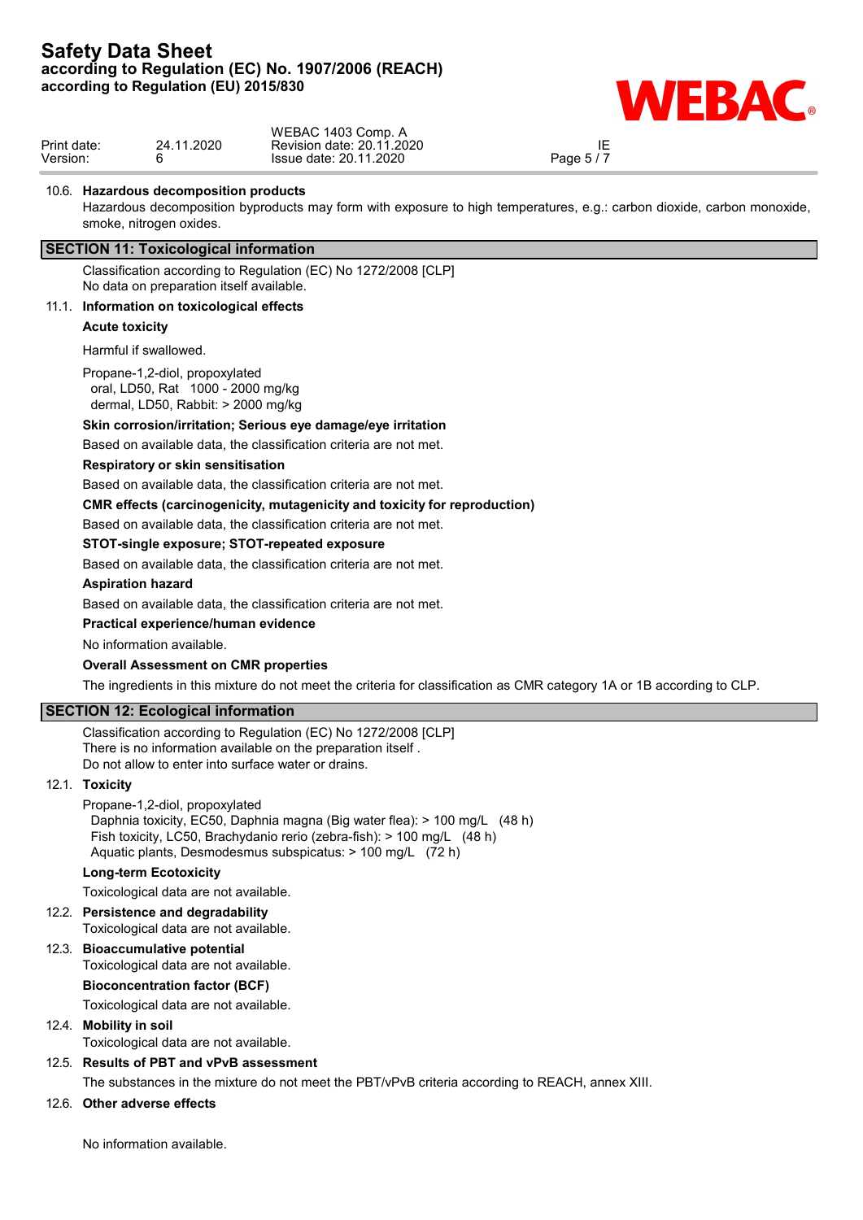### 10.6. Hazardous decomposition products

Hazardous decomposition byproducts may form with exposure to high temperatures, e.g.: carbon dioxide, carbon monoxide, smoke, nitrogen oxides.

## SECTION 11: Toxicological information

Classification according to Regulation (EC) No 1272/2008 [CLP]
No data on preparation itself available.

### 11.1. Information on toxicological effects

**Acute toxicity**

Harmful if swallowed.

Propane-1,2-diol, propoxylated
oral, LD50, Rat 1000 - 2000 mg/kg
dermal, LD50, Rabbit: > 2000 mg/kg

**Skin corrosion/irritation; Serious eye damage/eye irritation**

Based on available data, the classification criteria are not met.

**Respiratory or skin sensitisation**

Based on available data, the classification criteria are not met.

**CMR effects (carcinogenicity, mutagenicity and toxicity for reproduction)**

Based on available data, the classification criteria are not met.

**STOT-single exposure; STOT-repeated exposure**

Based on available data, the classification criteria are not met.

**Aspiration hazard**

Based on available data, the classification criteria are not met.

**Practical experience/human evidence**

No information available.

**Overall Assessment on CMR properties**

The ingredients in this mixture do not meet the criteria for classification as CMR category 1A or 1B according to CLP.

## SECTION 12: Ecological information

Classification according to Regulation (EC) No 1272/2008 [CLP]
There is no information available on the preparation itself .
Do not allow to enter into surface water or drains.

### 12.1. Toxicity

Propane-1,2-diol, propoxylated
Daphnia toxicity, EC50, Daphnia magna (Big water flea): > 100 mg/L (48 h)
Fish toxicity, LC50, Brachydanio rerio (zebra-fish): > 100 mg/L (48 h)
Aquatic plants, Desmodesmus subspicatus: > 100 mg/L (72 h)

**Long-term Ecotoxicity**

Toxicological data are not available.

### 12.2. Persistence and degradability

Toxicological data are not available.

### 12.3. Bioaccumulative potential

Toxicological data are not available.

**Bioconcentration factor (BCF)**

Toxicological data are not available.

### 12.4. Mobility in soil

Toxicological data are not available.

### 12.5. Results of PBT and vPvB assessment

The substances in the mixture do not meet the PBT/vPvB criteria according to REACH, annex XIII.

### 12.6. Other adverse effects

No information available.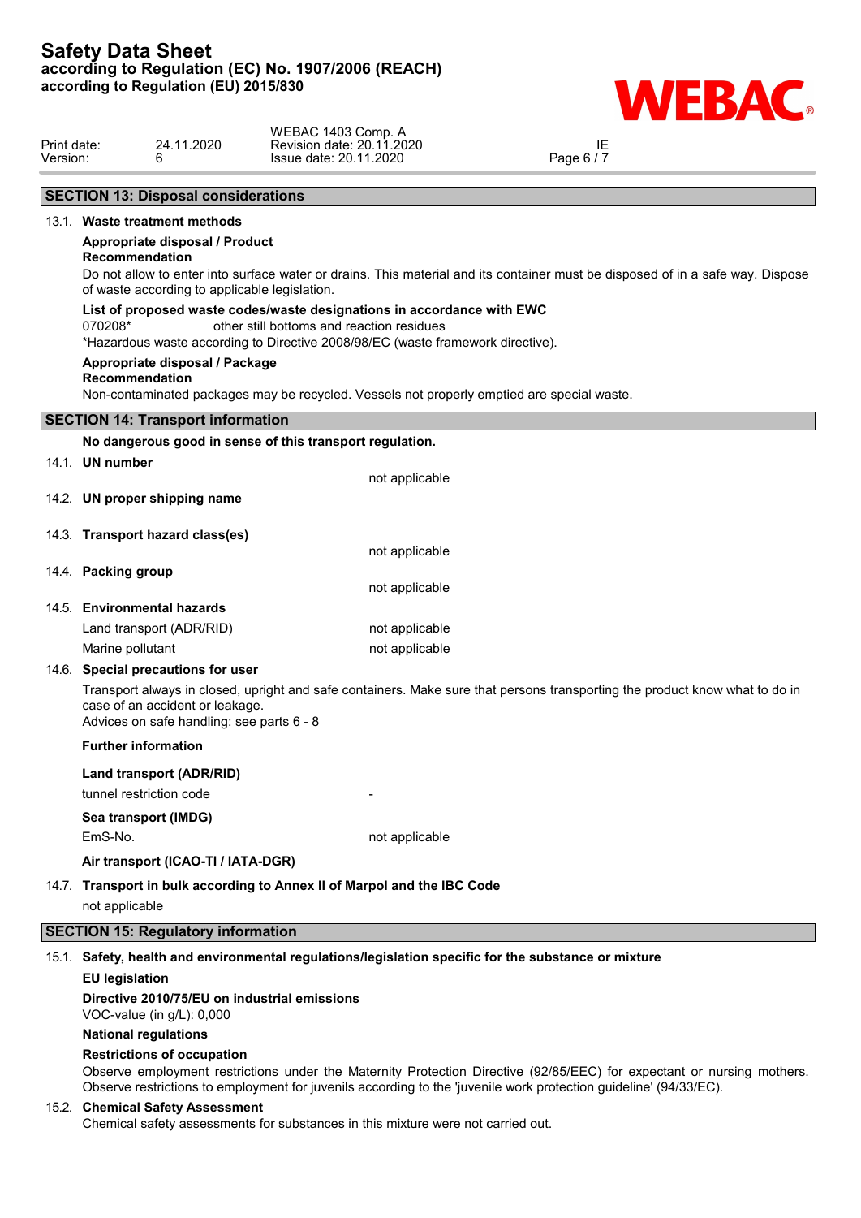## SECTION 13: Disposal considerations

### 13.1. Waste treatment methods

**Appropriate disposal / Product**

**Recommendation**

Do not allow to enter into surface water or drains. This material and its container must be disposed of in a safe way. Dispose of waste according to applicable legislation.

**List of proposed waste codes/waste designations in accordance with EWC**

070208* other still bottoms and reaction residues

*Hazardous waste according to Directive 2008/98/EC (waste framework directive).

**Appropriate disposal / Package**

**Recommendation**

Non-contaminated packages may be recycled. Vessels not properly emptied are special waste.

## SECTION 14: Transport information

**No dangerous good in sense of this transport regulation.**

### 14.1. UN number

not applicable

### 14.2. UN proper shipping name

### 14.3. Transport hazard class(es)

not applicable

### 14.4. Packing group

not applicable

### 14.5. Environmental hazards

| | |
|---|---|
| Land transport (ADR/RID) | not applicable |
| Marine pollutant | not applicable |

### 14.6. Special precautions for user

Transport always in closed, upright and safe containers. Make sure that persons transporting the product know what to do in case of an accident or leakage.

Advices on safe handling: see parts 6 - 8

**Further information**

**Land transport (ADR/RID)**

| | |
|---|---|
| tunnel restriction code | - |

**Sea transport (IMDG)**

| | |
|---|---|
| EmS-No. | not applicable |

**Air transport (ICAO-TI / IATA-DGR)**

### 14.7. Transport in bulk according to Annex II of Marpol and the IBC Code

not applicable

## SECTION 15: Regulatory information

### 15.1. Safety, health and environmental regulations/legislation specific for the substance or mixture

**EU legislation**

**Directive 2010/75/EU on industrial emissions**

VOC-value (in g/L): 0,000

**National regulations**

**Restrictions of occupation**

Observe employment restrictions under the Maternity Protection Directive (92/85/EEC) for expectant or nursing mothers. Observe restrictions to employment for juvenils according to the 'juvenile work protection guideline' (94/33/EC).

### 15.2. Chemical Safety Assessment

Chemical safety assessments for substances in this mixture were not carried out.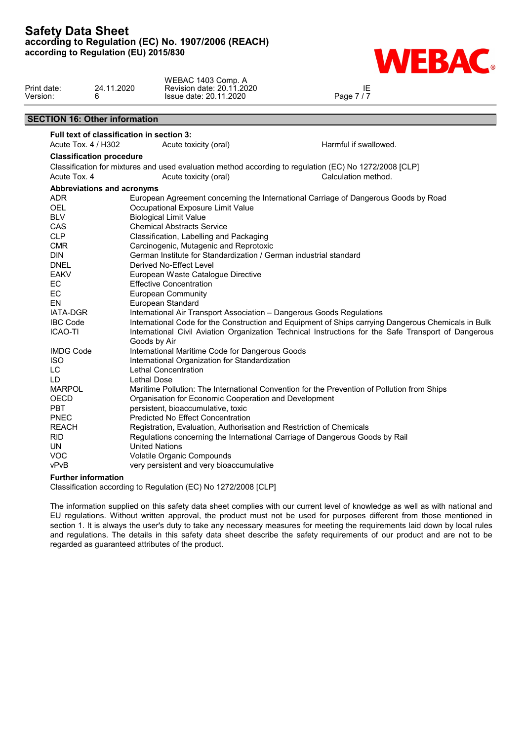## SECTION 16: Other information

**Full text of classification in section 3:**

| | | |
|---|---|---|
| Acute Tox. 4 / H302 | Acute toxicity (oral) | Harmful if swallowed. |

**Classification procedure**

Classification for mixtures and used evaluation method according to regulation (EC) No 1272/2008 [CLP]

| | | |
|---|---|---|
| Acute Tox. 4 | Acute toxicity (oral) | Calculation method. |

**Abbreviations and acronyms**

| | |
|---|---|
| ADR | European Agreement concerning the International Carriage of Dangerous Goods by Road |
| OEL | Occupational Exposure Limit Value |
| BLV | Biological Limit Value |
| CAS | Chemical Abstracts Service |
| CLP | Classification, Labelling and Packaging |
| CMR | Carcinogenic, Mutagenic and Reprotoxic |
| DIN | German Institute for Standardization / German industrial standard |
| DNEL | Derived No-Effect Level |
| EAKV | European Waste Catalogue Directive |
| EC | Effective Concentration |
| EC | European Community |
| EN | European Standard |
| IATA-DGR | International Air Transport Association – Dangerous Goods Regulations |
| IBC Code | International Code for the Construction and Equipment of Ships carrying Dangerous Chemicals in Bulk |
| ICAO-TI | International Civil Aviation Organization Technical Instructions for the Safe Transport of Dangerous Goods by Air |
| IMDG Code | International Maritime Code for Dangerous Goods |
| ISO | International Organization for Standardization |
| LC | Lethal Concentration |
| LD | Lethal Dose |
| MARPOL | Maritime Pollution: The International Convention for the Prevention of Pollution from Ships |
| OECD | Organisation for Economic Cooperation and Development |
| PBT | persistent, bioaccumulative, toxic |
| PNEC | Predicted No Effect Concentration |
| REACH | Registration, Evaluation, Authorisation and Restriction of Chemicals |
| RID | Regulations concerning the International Carriage of Dangerous Goods by Rail |
| UN | United Nations |
| VOC | Volatile Organic Compounds |
| vPvB | very persistent and very bioaccumulative |

**Further information**

Classification according to Regulation (EC) No 1272/2008 [CLP]

The information supplied on this safety data sheet complies with our current level of knowledge as well as with national and EU regulations. Without written approval, the product must not be used for purposes different from those mentioned in section 1. It is always the user's duty to take any necessary measures for meeting the requirements laid down by local rules and regulations. The details in this safety data sheet describe the safety requirements of our product and are not to be regarded as guaranteed attributes of the product.